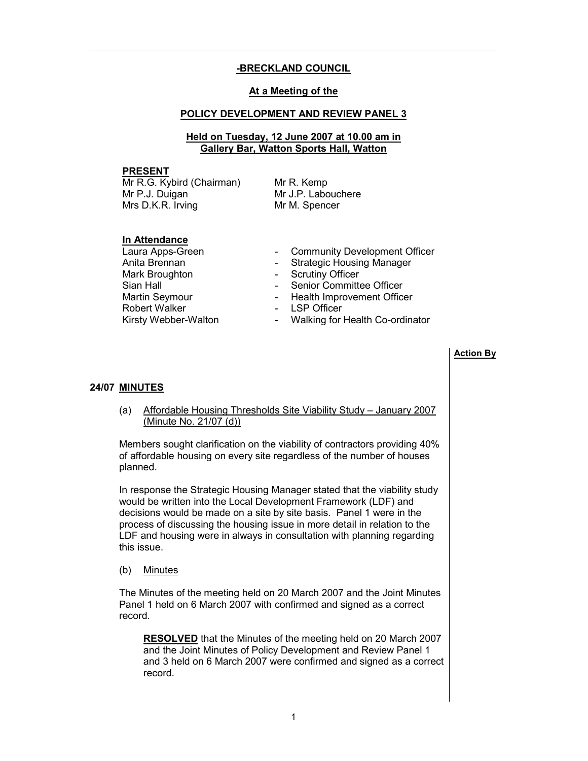**-BRECKLAND COUNCIL**

**At a Meeting of the**

**POLICY DEVELOPMENT AND REVIEW PANEL 3**

**Held on Tuesday, 12 June 2007 at 10.00 am in Gallery Bar, Watton Sports Hall, Watton**

**PRESENT**

Mr R.G. Kybird (Chairman)
Mr P.J. Duigan
Mrs D.K.R. Irving
Mr R. Kemp
Mr J.P. Labouchere
Mr M. Spencer

**In Attendance**

| | |
|---|---|
| Laura Apps-Green | - Community Development Officer |
| Anita Brennan | - Strategic Housing Manager |
| Mark Broughton | - Scrutiny Officer |
| Sian Hall | - Senior Committee Officer |
| Martin Seymour | - Health Improvement Officer |
| Robert Walker | - LSP Officer |
| Kirsty Webber-Walton | - Walking for Health Co-ordinator |

**Action By**

**24/07 MINUTES**

(a) Affordable Housing Thresholds Site Viability Study – January 2007 (Minute No. 21/07 (d))

Members sought clarification on the viability of contractors providing 40% of affordable housing on every site regardless of the number of houses planned.

In response the Strategic Housing Manager stated that the viability study would be written into the Local Development Framework (LDF) and decisions would be made on a site by site basis. Panel 1 were in the process of discussing the housing issue in more detail in relation to the LDF and housing were in always in consultation with planning regarding this issue.

(b) Minutes

The Minutes of the meeting held on 20 March 2007 and the Joint Minutes Panel 1 held on 6 March 2007 with confirmed and signed as a correct record.

**RESOLVED** that the Minutes of the meeting held on 20 March 2007 and the Joint Minutes of Policy Development and Review Panel 1 and 3 held on 6 March 2007 were confirmed and signed as a correct record.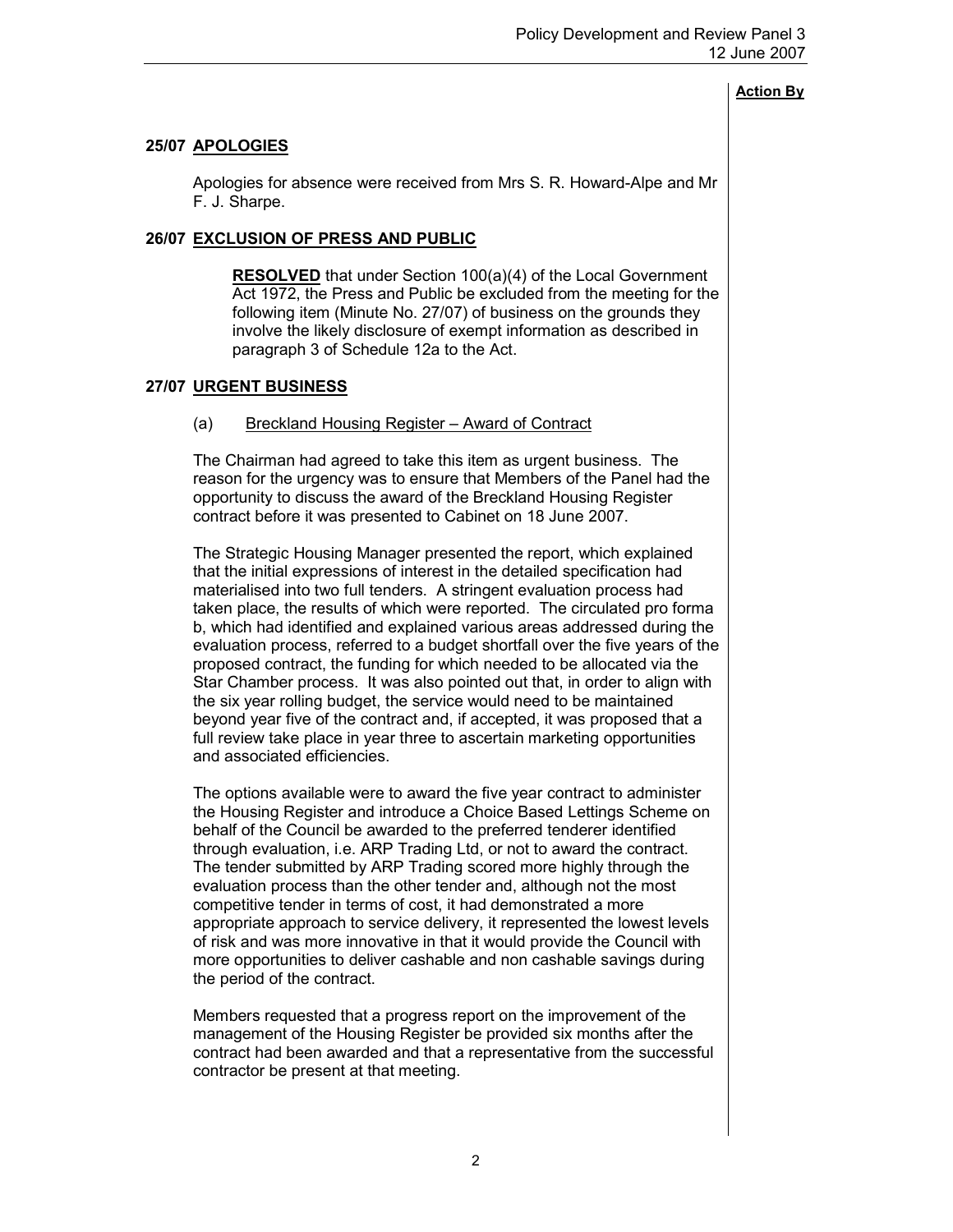**Action By**

## 25/07 APOLOGIES

Apologies for absence were received from Mrs S. R. Howard-Alpe and Mr F. J. Sharpe.

## 26/07 EXCLUSION OF PRESS AND PUBLIC

> **RESOLVED** that under Section 100(a)(4) of the Local Government Act 1972, the Press and Public be excluded from the meeting for the following item (Minute No. 27/07) of business on the grounds they involve the likely disclosure of exempt information as described in paragraph 3 of Schedule 12a to the Act.

## 27/07 URGENT BUSINESS

(a) Breckland Housing Register – Award of Contract

The Chairman had agreed to take this item as urgent business. The reason for the urgency was to ensure that Members of the Panel had the opportunity to discuss the award of the Breckland Housing Register contract before it was presented to Cabinet on 18 June 2007.

The Strategic Housing Manager presented the report, which explained that the initial expressions of interest in the detailed specification had materialised into two full tenders. A stringent evaluation process had taken place, the results of which were reported. The circulated pro forma b, which had identified and explained various areas addressed during the evaluation process, referred to a budget shortfall over the five years of the proposed contract, the funding for which needed to be allocated via the Star Chamber process. It was also pointed out that, in order to align with the six year rolling budget, the service would need to be maintained beyond year five of the contract and, if accepted, it was proposed that a full review take place in year three to ascertain marketing opportunities and associated efficiencies.

The options available were to award the five year contract to administer the Housing Register and introduce a Choice Based Lettings Scheme on behalf of the Council be awarded to the preferred tenderer identified through evaluation, i.e. ARP Trading Ltd, or not to award the contract. The tender submitted by ARP Trading scored more highly through the evaluation process than the other tender and, although not the most competitive tender in terms of cost, it had demonstrated a more appropriate approach to service delivery, it represented the lowest levels of risk and was more innovative in that it would provide the Council with more opportunities to deliver cashable and non cashable savings during the period of the contract.

Members requested that a progress report on the improvement of the management of the Housing Register be provided six months after the contract had been awarded and that a representative from the successful contractor be present at that meeting.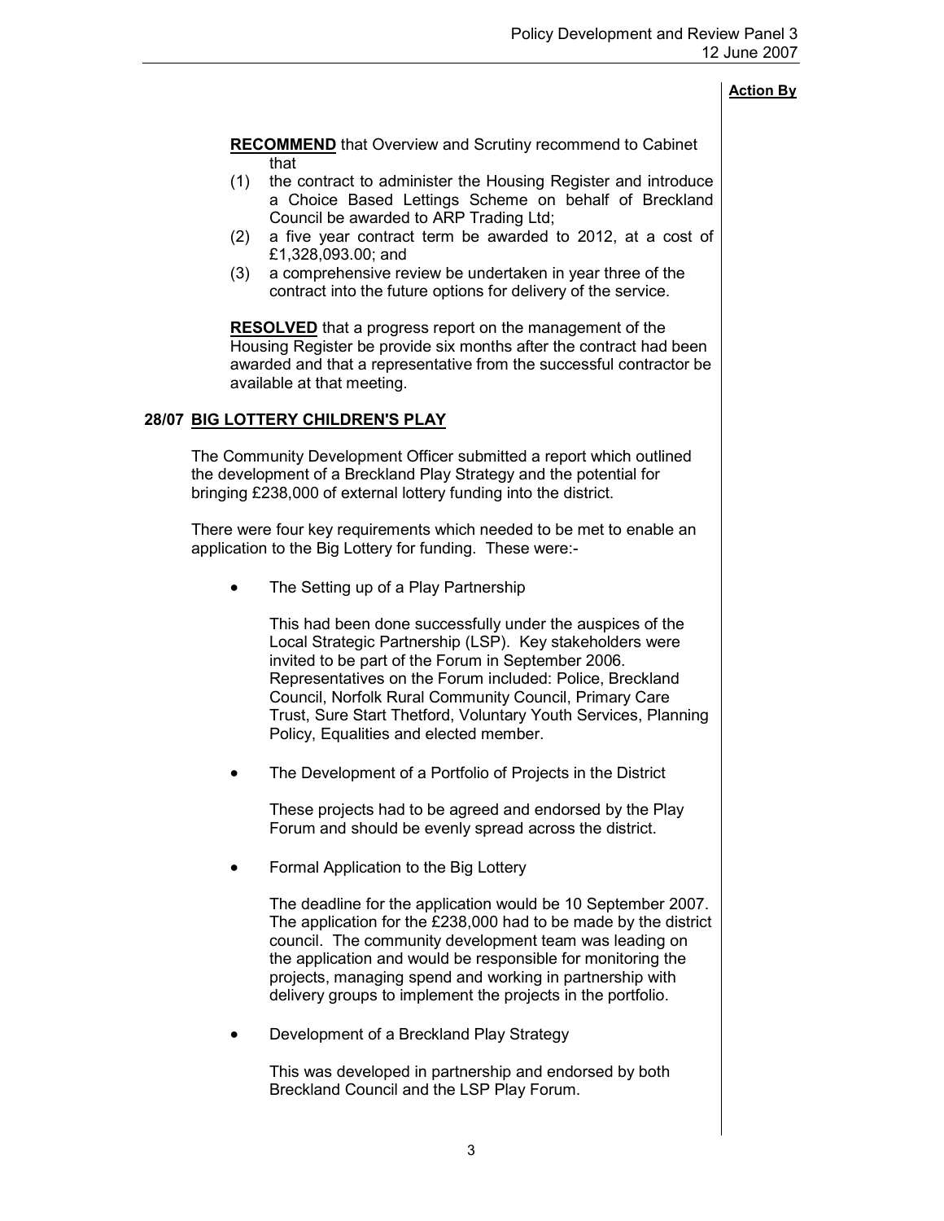**Action By**

**RECOMMEND** that Overview and Scrutiny recommend to Cabinet that

(1) the contract to administer the Housing Register and introduce a Choice Based Lettings Scheme on behalf of Breckland Council be awarded to ARP Trading Ltd;
(2) a five year contract term be awarded to 2012, at a cost of £1,328,093.00; and
(3) a comprehensive review be undertaken in year three of the contract into the future options for delivery of the service.

**RESOLVED** that a progress report on the management of the Housing Register be provide six months after the contract had been awarded and that a representative from the successful contractor be available at that meeting.

## 28/07 BIG LOTTERY CHILDREN'S PLAY

The Community Development Officer submitted a report which outlined the development of a Breckland Play Strategy and the potential for bringing £238,000 of external lottery funding into the district.

There were four key requirements which needed to be met to enable an application to the Big Lottery for funding. These were:-

- The Setting up of a Play Partnership

  This had been done successfully under the auspices of the Local Strategic Partnership (LSP). Key stakeholders were invited to be part of the Forum in September 2006. Representatives on the Forum included: Police, Breckland Council, Norfolk Rural Community Council, Primary Care Trust, Sure Start Thetford, Voluntary Youth Services, Planning Policy, Equalities and elected member.

- The Development of a Portfolio of Projects in the District

  These projects had to be agreed and endorsed by the Play Forum and should be evenly spread across the district.

- Formal Application to the Big Lottery

  The deadline for the application would be 10 September 2007. The application for the £238,000 had to be made by the district council. The community development team was leading on the application and would be responsible for monitoring the projects, managing spend and working in partnership with delivery groups to implement the projects in the portfolio.

- Development of a Breckland Play Strategy

  This was developed in partnership and endorsed by both Breckland Council and the LSP Play Forum.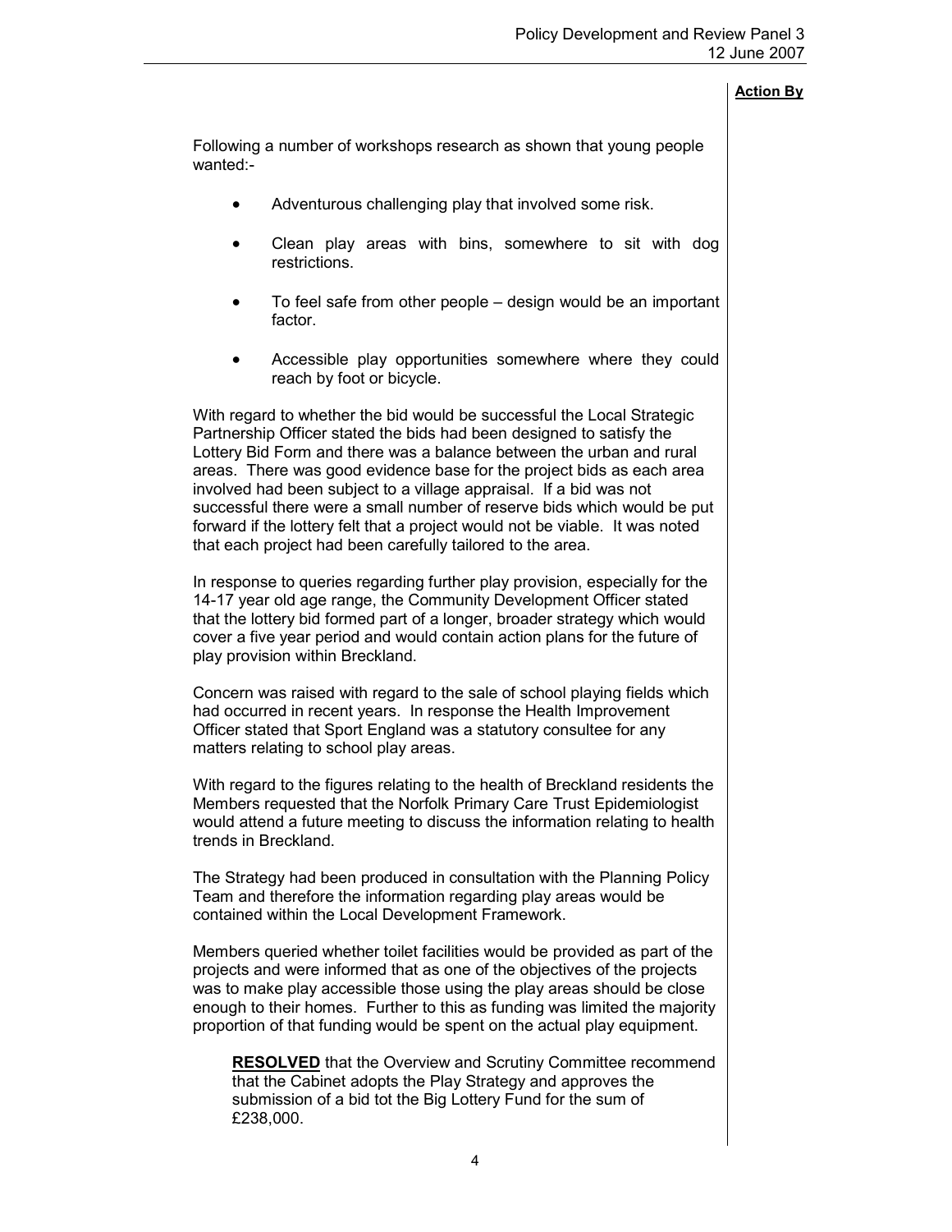Following a number of workshops research as shown that young people wanted:-

- Adventurous challenging play that involved some risk.
- Clean play areas with bins, somewhere to sit with dog restrictions.
- To feel safe from other people – design would be an important factor.
- Accessible play opportunities somewhere where they could reach by foot or bicycle.

With regard to whether the bid would be successful the Local Strategic Partnership Officer stated the bids had been designed to satisfy the Lottery Bid Form and there was a balance between the urban and rural areas. There was good evidence base for the project bids as each area involved had been subject to a village appraisal. If a bid was not successful there were a small number of reserve bids which would be put forward if the lottery felt that a project would not be viable. It was noted that each project had been carefully tailored to the area.

In response to queries regarding further play provision, especially for the 14-17 year old age range, the Community Development Officer stated that the lottery bid formed part of a longer, broader strategy which would cover a five year period and would contain action plans for the future of play provision within Breckland.

Concern was raised with regard to the sale of school playing fields which had occurred in recent years. In response the Health Improvement Officer stated that Sport England was a statutory consultee for any matters relating to school play areas.

With regard to the figures relating to the health of Breckland residents the Members requested that the Norfolk Primary Care Trust Epidemiologist would attend a future meeting to discuss the information relating to health trends in Breckland.

The Strategy had been produced in consultation with the Planning Policy Team and therefore the information regarding play areas would be contained within the Local Development Framework.

Members queried whether toilet facilities would be provided as part of the projects and were informed that as one of the objectives of the projects was to make play accessible those using the play areas should be close enough to their homes. Further to this as funding was limited the majority proportion of that funding would be spent on the actual play equipment.

**RESOLVED** that the Overview and Scrutiny Committee recommend that the Cabinet adopts the Play Strategy and approves the submission of a bid tot the Big Lottery Fund for the sum of £238,000.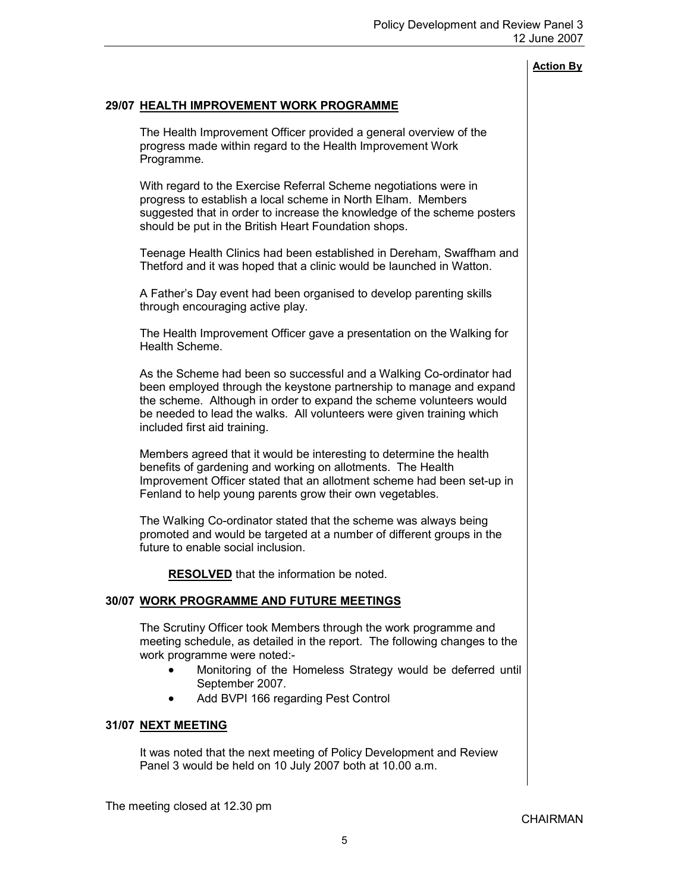**Action By**

## 29/07 HEALTH IMPROVEMENT WORK PROGRAMME

The Health Improvement Officer provided a general overview of the progress made within regard to the Health Improvement Work Programme.

With regard to the Exercise Referral Scheme negotiations were in progress to establish a local scheme in North Elham. Members suggested that in order to increase the knowledge of the scheme posters should be put in the British Heart Foundation shops.

Teenage Health Clinics had been established in Dereham, Swaffham and Thetford and it was hoped that a clinic would be launched in Watton.

A Father's Day event had been organised to develop parenting skills through encouraging active play.

The Health Improvement Officer gave a presentation on the Walking for Health Scheme.

As the Scheme had been so successful and a Walking Co-ordinator had been employed through the keystone partnership to manage and expand the scheme. Although in order to expand the scheme volunteers would be needed to lead the walks. All volunteers were given training which included first aid training.

Members agreed that it would be interesting to determine the health benefits of gardening and working on allotments. The Health Improvement Officer stated that an allotment scheme had been set-up in Fenland to help young parents grow their own vegetables.

The Walking Co-ordinator stated that the scheme was always being promoted and would be targeted at a number of different groups in the future to enable social inclusion.

**RESOLVED** that the information be noted.

## 30/07 WORK PROGRAMME AND FUTURE MEETINGS

The Scrutiny Officer took Members through the work programme and meeting schedule, as detailed in the report. The following changes to the work programme were noted:-

- Monitoring of the Homeless Strategy would be deferred until September 2007.
- Add BVPI 166 regarding Pest Control

## 31/07 NEXT MEETING

It was noted that the next meeting of Policy Development and Review Panel 3 would be held on 10 July 2007 both at 10.00 a.m.

The meeting closed at 12.30 pm

CHAIRMAN